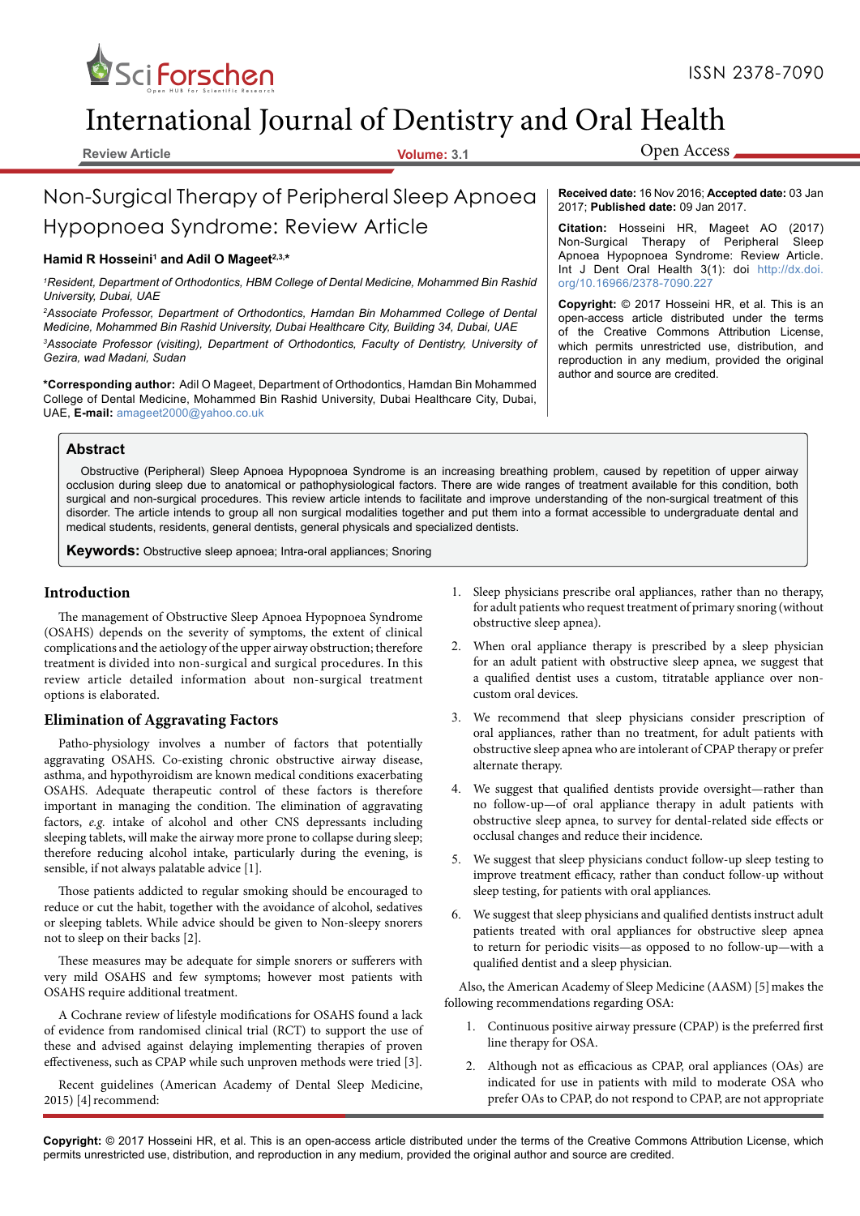# Non-Surgical Therapy of Peripheral Sleep Apnoea Hypopnoea Syndrome: Review Article

**Hamid R Hosseini[1] and Adil O Mageet[2,3,*]**

[1]*Resident, Department of Orthodontics, HBM College of Dental Medicine, Mohammed Bin Rashid University, Dubai, UAE*

[2]*Associate Professor, Department of Orthodontics, Hamdan Bin Mohammed College of Dental Medicine, Mohammed Bin Rashid University, Dubai Healthcare City, Building 34, Dubai, UAE*

[3]*Associate Professor (visiting), Department of Orthodontics, Faculty of Dentistry, University of Gezira, wad Madani, Sudan*

**\*Corresponding author:** Adil O Mageet, Department of Orthodontics, Hamdan Bin Mohammed College of Dental Medicine, Mohammed Bin Rashid University, Dubai Healthcare City, Dubai, UAE, **E-mail:** amageet2000@yahoo.co.uk

**Received date:** 16 Nov 2016; **Accepted date:** 03 Jan 2017; **Published date:** 09 Jan 2017.

**Citation:** Hosseini HR, Mageet AO (2017) Non-Surgical Therapy of Peripheral Sleep Apnoea Hypopnoea Syndrome: Review Article. Int J Dent Oral Health 3(1): doi http://dx.doi.org/10.16966/2378-7090.227

**Copyright:** © 2017 Hosseini HR, et al. This is an open-access article distributed under the terms of the Creative Commons Attribution License, which permits unrestricted use, distribution, and reproduction in any medium, provided the original author and source are credited.

## Abstract

Obstructive (Peripheral) Sleep Apnoea Hypopnoea Syndrome is an increasing breathing problem, caused by repetition of upper airway occlusion during sleep due to anatomical or pathophysiological factors. There are wide ranges of treatment available for this condition, both surgical and non-surgical procedures. This review article intends to facilitate and improve understanding of the non-surgical treatment of this disorder. The article intends to group all non surgical modalities together and put them into a format accessible to undergraduate dental and medical students, residents, general dentists, general physicals and specialized dentists.

**Keywords:** Obstructive sleep apnoea; Intra-oral appliances; Snoring

## Introduction

The management of Obstructive Sleep Apnoea Hypopnoea Syndrome (OSAHS) depends on the severity of symptoms, the extent of clinical complications and the aetiology of the upper airway obstruction; therefore treatment is divided into non-surgical and surgical procedures. In this review article detailed information about non-surgical treatment options is elaborated.

## Elimination of Aggravating Factors

Patho-physiology involves a number of factors that potentially aggravating OSAHS. Co-existing chronic obstructive airway disease, asthma, and hypothyroidism are known medical conditions exacerbating OSAHS. Adequate therapeutic control of these factors is therefore important in managing the condition. The elimination of aggravating factors, *e.g.* intake of alcohol and other CNS depressants including sleeping tablets, will make the airway more prone to collapse during sleep; therefore reducing alcohol intake, particularly during the evening, is sensible, if not always palatable advice [1].

Those patients addicted to regular smoking should be encouraged to reduce or cut the habit, together with the avoidance of alcohol, sedatives or sleeping tablets. While advice should be given to Non-sleepy snorers not to sleep on their backs [2].

These measures may be adequate for simple snorers or sufferers with very mild OSAHS and few symptoms; however most patients with OSAHS require additional treatment.

A Cochrane review of lifestyle modifications for OSAHS found a lack of evidence from randomised clinical trial (RCT) to support the use of these and advised against delaying implementing therapies of proven effectiveness, such as CPAP while such unproven methods were tried [3].

Recent guidelines (American Academy of Dental Sleep Medicine, 2015) [4] recommend:

1. Sleep physicians prescribe oral appliances, rather than no therapy, for adult patients who request treatment of primary snoring (without obstructive sleep apnea).
2. When oral appliance therapy is prescribed by a sleep physician for an adult patient with obstructive sleep apnea, we suggest that a qualified dentist uses a custom, titratable appliance over non-custom oral devices.
3. We recommend that sleep physicians consider prescription of oral appliances, rather than no treatment, for adult patients with obstructive sleep apnea who are intolerant of CPAP therapy or prefer alternate therapy.
4. We suggest that qualified dentists provide oversight—rather than no follow-up—of oral appliance therapy in adult patients with obstructive sleep apnea, to survey for dental-related side effects or occlusal changes and reduce their incidence.
5. We suggest that sleep physicians conduct follow-up sleep testing to improve treatment efficacy, rather than conduct follow-up without sleep testing, for patients with oral appliances.
6. We suggest that sleep physicians and qualified dentists instruct adult patients treated with oral appliances for obstructive sleep apnea to return for periodic visits—as opposed to no follow-up—with a qualified dentist and a sleep physician.

Also, the American Academy of Sleep Medicine (AASM) [5] makes the following recommendations regarding OSA:

1. Continuous positive airway pressure (CPAP) is the preferred first line therapy for OSA.
2. Although not as efficacious as CPAP, oral appliances (OAs) are indicated for use in patients with mild to moderate OSA who prefer OAs to CPAP, do not respond to CPAP, are not appropriate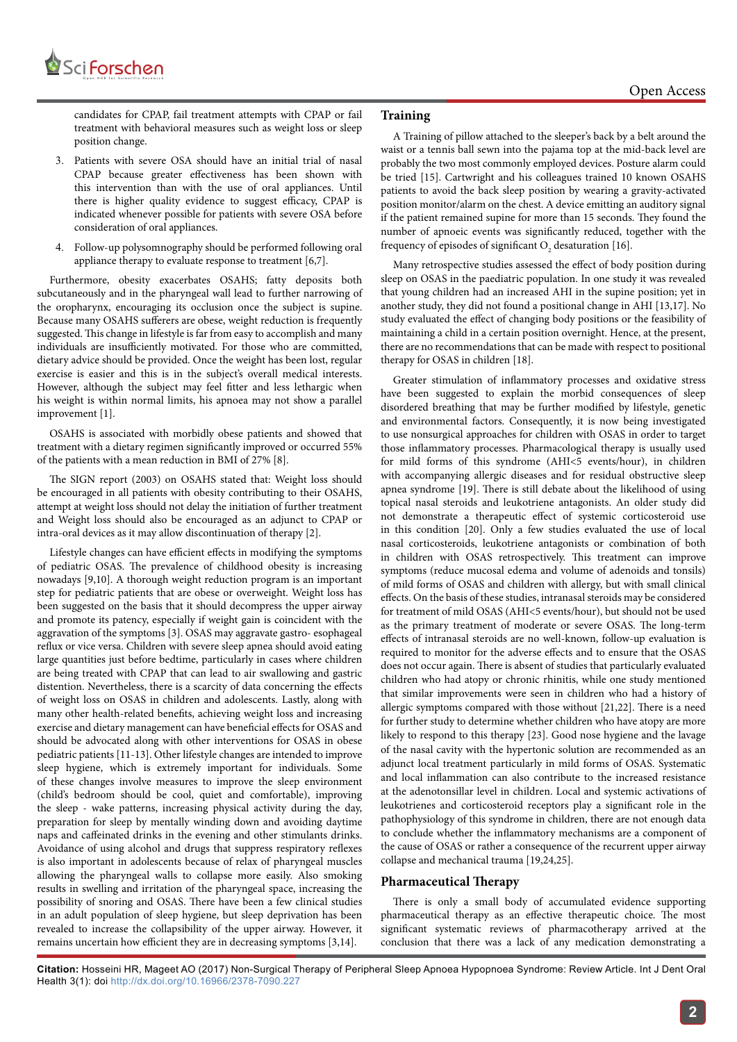candidates for CPAP, fail treatment attempts with CPAP or fail treatment with behavioral measures such as weight loss or sleep position change.

3. Patients with severe OSA should have an initial trial of nasal CPAP because greater effectiveness has been shown with this intervention than with the use of oral appliances. Until there is higher quality evidence to suggest efficacy, CPAP is indicated whenever possible for patients with severe OSA before consideration of oral appliances.

4. Follow-up polysomnography should be performed following oral appliance therapy to evaluate response to treatment [6,7].

Furthermore, obesity exacerbates OSAHS; fatty deposits both subcutaneously and in the pharyngeal wall lead to further narrowing of the oropharynx, encouraging its occlusion once the subject is supine. Because many OSAHS sufferers are obese, weight reduction is frequently suggested. This change in lifestyle is far from easy to accomplish and many individuals are insufficiently motivated. For those who are committed, dietary advice should be provided. Once the weight has been lost, regular exercise is easier and this is in the subject's overall medical interests. However, although the subject may feel fitter and less lethargic when his weight is within normal limits, his apnoea may not show a parallel improvement [1].

OSAHS is associated with morbidly obese patients and showed that treatment with a dietary regimen significantly improved or occurred 55% of the patients with a mean reduction in BMI of 27% [8].

The SIGN report (2003) on OSAHS stated that: Weight loss should be encouraged in all patients with obesity contributing to their OSAHS, attempt at weight loss should not delay the initiation of further treatment and Weight loss should also be encouraged as an adjunct to CPAP or intra-oral devices as it may allow discontinuation of therapy [2].

Lifestyle changes can have efficient effects in modifying the symptoms of pediatric OSAS. The prevalence of childhood obesity is increasing nowadays [9,10]. A thorough weight reduction program is an important step for pediatric patients that are obese or overweight. Weight loss has been suggested on the basis that it should decompress the upper airway and promote its patency, especially if weight gain is coincident with the aggravation of the symptoms [3]. OSAS may aggravate gastro- esophageal reflux or vice versa. Children with severe sleep apnea should avoid eating large quantities just before bedtime, particularly in cases where children are being treated with CPAP that can lead to air swallowing and gastric distention. Nevertheless, there is a scarcity of data concerning the effects of weight loss on OSAS in children and adolescents. Lastly, along with many other health-related benefits, achieving weight loss and increasing exercise and dietary management can have beneficial effects for OSAS and should be advocated along with other interventions for OSAS in obese pediatric patients [11-13]. Other lifestyle changes are intended to improve sleep hygiene, which is extremely important for individuals. Some of these changes involve measures to improve the sleep environment (child's bedroom should be cool, quiet and comfortable), improving the sleep - wake patterns, increasing physical activity during the day, preparation for sleep by mentally winding down and avoiding daytime naps and caffeinated drinks in the evening and other stimulants drinks. Avoidance of using alcohol and drugs that suppress respiratory reflexes is also important in adolescents because of relax of pharyngeal muscles allowing the pharyngeal walls to collapse more easily. Also smoking results in swelling and irritation of the pharyngeal space, increasing the possibility of snoring and OSAS. There have been a few clinical studies in an adult population of sleep hygiene, but sleep deprivation has been revealed to increase the collapsibility of the upper airway. However, it remains uncertain how efficient they are in decreasing symptoms [3,14].

## Training

A Training of pillow attached to the sleeper's back by a belt around the waist or a tennis ball sewn into the pajama top at the mid-back level are probably the two most commonly employed devices. Posture alarm could be tried [15]. Cartwright and his colleagues trained 10 known OSAHS patients to avoid the back sleep position by wearing a gravity-activated position monitor/alarm on the chest. A device emitting an auditory signal if the patient remained supine for more than 15 seconds. They found the number of apnoeic events was significantly reduced, together with the frequency of episodes of significant $O_2$ desaturation [16].

Many retrospective studies assessed the effect of body position during sleep on OSAS in the paediatric population. In one study it was revealed that young children had an increased AHI in the supine position; yet in another study, they did not found a positional change in AHI [13,17]. No study evaluated the effect of changing body positions or the feasibility of maintaining a child in a certain position overnight. Hence, at the present, there are no recommendations that can be made with respect to positional therapy for OSAS in children [18].

Greater stimulation of inflammatory processes and oxidative stress have been suggested to explain the morbid consequences of sleep disordered breathing that may be further modified by lifestyle, genetic and environmental factors. Consequently, it is now being investigated to use nonsurgical approaches for children with OSAS in order to target those inflammatory processes. Pharmacological therapy is usually used for mild forms of this syndrome (AHI<5 events/hour), in children with accompanying allergic diseases and for residual obstructive sleep apnea syndrome [19]. There is still debate about the likelihood of using topical nasal steroids and leukotriene antagonists. An older study did not demonstrate a therapeutic effect of systemic corticosteroid use in this condition [20]. Only a few studies evaluated the use of local nasal corticosteroids, leukotriene antagonists or combination of both in children with OSAS retrospectively. This treatment can improve symptoms (reduce mucosal edema and volume of adenoids and tonsils) of mild forms of OSAS and children with allergy, but with small clinical effects. On the basis of these studies, intranasal steroids may be considered for treatment of mild OSAS (AHI<5 events/hour), but should not be used as the primary treatment of moderate or severe OSAS. The long-term effects of intranasal steroids are no well-known, follow-up evaluation is required to monitor for the adverse effects and to ensure that the OSAS does not occur again. There is absent of studies that particularly evaluated children who had atopy or chronic rhinitis, while one study mentioned that similar improvements were seen in children who had a history of allergic symptoms compared with those without [21,22]. There is a need for further study to determine whether children who have atopy are more likely to respond to this therapy [23]. Good nose hygiene and the lavage of the nasal cavity with the hypertonic solution are recommended as an adjunct local treatment particularly in mild forms of OSAS. Systematic and local inflammation can also contribute to the increased resistance at the adenotonsillar level in children. Local and systemic activations of leukotrienes and corticosteroid receptors play a significant role in the pathophysiology of this syndrome in children, there are not enough data to conclude whether the inflammatory mechanisms are a component of the cause of OSAS or rather a consequence of the recurrent upper airway collapse and mechanical trauma [19,24,25].

## Pharmaceutical Therapy

There is only a small body of accumulated evidence supporting pharmaceutical therapy as an effective therapeutic choice. The most significant systematic reviews of pharmacotherapy arrived at the conclusion that there was a lack of any medication demonstrating a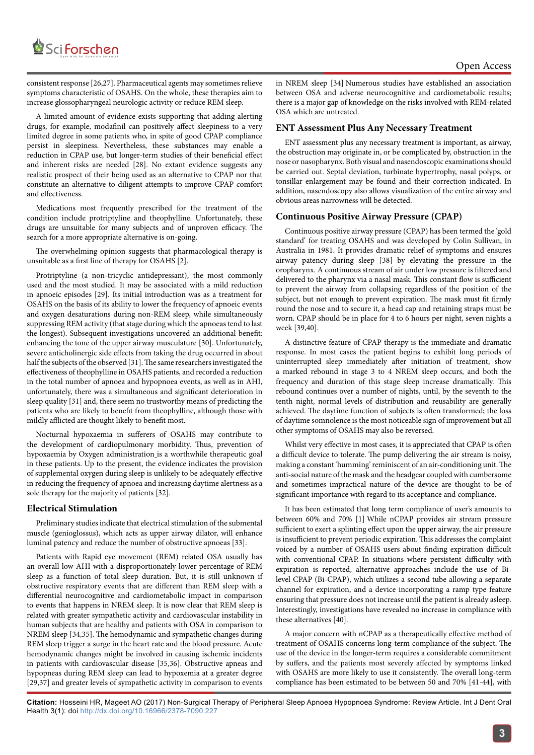consistent response [26,27]. Pharmaceutical agents may sometimes relieve symptoms characteristic of OSAHS. On the whole, these therapies aim to increase glossopharyngeal neurologic activity or reduce REM sleep.

A limited amount of evidence exists supporting that adding alerting drugs, for example, modafinil can positively affect sleepiness to a very limited degree in some patients who, in spite of good CPAP compliance persist in sleepiness. Nevertheless, these substances may enable a reduction in CPAP use, but longer-term studies of their beneficial effect and inherent risks are needed [28]. No extant evidence suggests any realistic prospect of their being used as an alternative to CPAP nor that constitute an alternative to diligent attempts to improve CPAP comfort and effectiveness.

Medications most frequently prescribed for the treatment of the condition include protriptyline and theophylline. Unfortunately, these drugs are unsuitable for many subjects and of unproven efficacy. The search for a more appropriate alternative is on-going.

The overwhelming opinion suggests that pharmacological therapy is unsuitable as a first line of therapy for OSAHS [2].

Protriptyline (a non-tricyclic antidepressant), the most commonly used and the most studied. It may be associated with a mild reduction in apnoeic episodes [29]. Its initial introduction was as a treatment for OSAHS on the basis of its ability to lower the frequency of apnoeic events and oxygen desaturations during non-REM sleep, while simultaneously suppressing REM activity (that stage during which the apnoeas tend to last the longest). Subsequent investigations uncovered an additional benefit: enhancing the tone of the upper airway musculature [30]. Unfortunately, severe anticholinergic side effects from taking the drug occurred in about half the subjects of the observed [31]. The same researchers investigated the effectiveness of theophylline in OSAHS patients, and recorded a reduction in the total number of apnoea and hypopnoea events, as well as in AHI, unfortunately, there was a simultaneous and significant deterioration in sleep quality [31] and, there seem no trustworthy means of predicting the patients who are likely to benefit from theophylline, although those with mildly afflicted are thought likely to benefit most.

Nocturnal hypoxaemia in sufferers of OSAHS may contribute to the development of cardiopulmonary morbidity. Thus, prevention of hypoxaemia by Oxygen administration is a worthwhile therapeutic goal in these patients. Up to the present, the evidence indicates the provision of supplemental oxygen during sleep is unlikely to be adequately effective in reducing the frequency of apnoea and increasing daytime alertness as a sole therapy for the majority of patients [32].

## Electrical Stimulation

Preliminary studies indicate that electrical stimulation of the submental muscle (genioglossus), which acts as upper airway dilator, will enhance luminal patency and reduce the number of obstructive apnoeas [33].

Patients with Rapid eye movement (REM) related OSA usually has an overall low AHI with a disproportionately lower percentage of REM sleep as a function of total sleep duration. But, it is still unknown if obstructive respiratory events that are different than REM sleep with a differential neurocognitive and cardiometabolic impact in comparison to events that happens in NREM sleep. It is now clear that REM sleep is related with greater sympathetic activity and cardiovascular instability in human subjects that are healthy and patients with OSA in comparison to NREM sleep [34,35]. The hemodynamic and sympathetic changes during REM sleep trigger a surge in the heart rate and the blood pressure. Acute hemodynamic changes might be involved in causing ischemic incidents in patients with cardiovascular disease [35,36]. Obstructive apneas and hypopneas during REM sleep can lead to hypoxemia at a greater degree [29,37] and greater levels of sympathetic activity in comparison to events in NREM sleep [34] Numerous studies have established an association between OSA and adverse neurocognitive and cardiometabolic results; there is a major gap of knowledge on the risks involved with REM-related OSA which are untreated.

## ENT Assessment Plus Any Necessary Treatment

ENT assessment plus any necessary treatment is important, as airway, the obstruction may originate in, or be complicated by, obstruction in the nose or nasopharynx. Both visual and nasendoscopic examinations should be carried out. Septal deviation, turbinate hypertrophy, nasal polyps, or tonsillar enlargement may be found and their correction indicated. In addition, nasendoscopy also allows visualization of the entire airway and obvious areas narrowness will be detected.

## Continuous Positive Airway Pressure (CPAP)

Continuous positive airway pressure (CPAP) has been termed the 'gold standard' for treating OSAHS and was developed by Colin Sullivan, in Australia in 1981. It provides dramatic relief of symptoms and ensures airway patency during sleep [38] by elevating the pressure in the oropharynx. A continuous stream of air under low pressure is filtered and delivered to the pharynx via a nasal mask. This constant flow is sufficient to prevent the airway from collapsing regardless of the position of the subject, but not enough to prevent expiration. The mask must fit firmly round the nose and to secure it, a head cap and retaining straps must be worn. CPAP should be in place for 4 to 6 hours per night, seven nights a week [39,40].

A distinctive feature of CPAP therapy is the immediate and dramatic response. In most cases the patient begins to exhibit long periods of uninterrupted sleep immediately after initiation of treatment, show a marked rebound in stage 3 to 4 NREM sleep occurs, and both the frequency and duration of this stage sleep increase dramatically. This rebound continues over a number of nights, until, by the seventh to the tenth night, normal levels of distribution and reusability are generally achieved. The daytime function of subjects is often transformed; the loss of daytime somnolence is the most noticeable sign of improvement but all other symptoms of OSAHS may also be reversed.

Whilst very effective in most cases, it is appreciated that CPAP is often a difficult device to tolerate. The pump delivering the air stream is noisy, making a constant 'humming' reminiscent of an air-conditioning unit. The anti-social nature of the mask and the headgear coupled with cumbersome and sometimes impractical nature of the device are thought to be of significant importance with regard to its acceptance and compliance.

It has been estimated that long term compliance of user's amounts to between 60% and 70% [1] While nCPAP provides air stream pressure sufficient to exert a splinting effect upon the upper airway, the air pressure is insufficient to prevent periodic expiration. This addresses the complaint voiced by a number of OSAHS users about finding expiration difficult with conventional CPAP. In situations where persistent difficulty with expiration is reported, alternative approaches include the use of Bi-level CPAP (Bi-CPAP), which utilizes a second tube allowing a separate channel for expiration, and a device incorporating a ramp type feature ensuring that pressure does not increase until the patient is already asleep. Interestingly, investigations have revealed no increase in compliance with these alternatives [40].

A major concern with nCPAP as a therapeutically effective method of treatment of OSAHS concerns long-term compliance of the subject. The use of the device in the longer-term requires a considerable commitment by suffers, and the patients most severely affected by symptoms linked with OSAHS are more likely to use it consistently. The overall long-term compliance has been estimated to be between 50 and 70% [41-44], with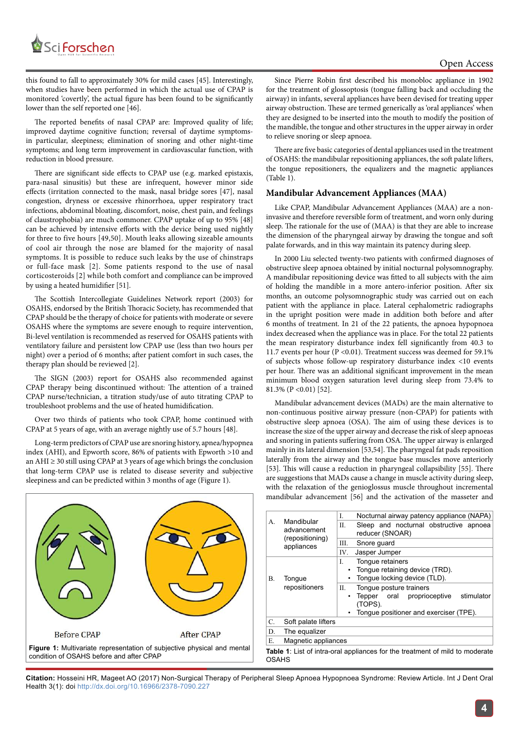this found to fall to approximately 30% for mild cases [45]. Interestingly, when studies have been performed in which the actual use of CPAP is monitored 'covertly', the actual figure has been found to be significantly lower than the self reported one [46].

The reported benefits of nasal CPAP are: Improved quality of life; improved daytime cognitive function; reversal of daytime symptoms-in particular, sleepiness; elimination of snoring and other night-time symptoms; and long term improvement in cardiovascular function, with reduction in blood pressure.

There are significant side effects to CPAP use (e.g. marked epistaxis, para-nasal sinusitis) but these are infrequent, however minor side effects (irritation connected to the mask, nasal bridge sores [47], nasal congestion, dryness or excessive rhinorrhoea, upper respiratory tract infections, abdominal bloating, discomfort, noise, chest pain, and feelings of claustrophobia) are much commoner. CPAP uptake of up to 95% [48] can be achieved by intensive efforts with the device being used nightly for three to five hours [49,50]. Mouth leaks allowing sizeable amounts of cool air through the nose are blamed for the majority of nasal symptoms. It is possible to reduce such leaks by the use of chinstraps or full-face mask [2]. Some patients respond to the use of nasal corticosteroids [2] while both comfort and compliance can be improved by using a heated humidifier [51].

The Scottish Intercollegiate Guidelines Network report (2003) for OSAHS, endorsed by the British Thoracic Society, has recommended that CPAP should be the therapy of choice for patients with moderate or severe OSAHS where the symptoms are severe enough to require intervention, Bi-level ventilation is recommended as reserved for OSAHS patients with ventilatory failure and persistent low CPAP use (less than two hours per night) over a period of 6 months; after patient comfort in such cases, the therapy plan should be reviewed [2].

The SIGN (2003) report for OSAHS also recommended against CPAP therapy being discontinued without: The attention of a trained CPAP nurse/technician, a titration study/use of auto titrating CPAP to troubleshoot problems and the use of heated humidification.

Over two thirds of patients who took CPAP, home continued with CPAP at 5 years of age, with an average nightly use of 5.7 hours [48].

Long-term predictors of CPAP use are snoring history, apnea/hypopnea index (AHI), and Epworth score, 86% of patients with Epworth >10 and an AHI ≥ 30 still using CPAP at 3 years of age which brings the conclusion that long-term CPAP use is related to disease severity and subjective sleepiness and can be predicted within 3 months of age (Figure 1).

Before CPAP          After CPAP

**Figure 1:** Multivariate representation of subjective physical and mental condition of OSAHS before and after CPAP

Since Pierre Robin first described his monobloc appliance in 1902 for the treatment of glossoptosis (tongue falling back and occluding the airway) in infants, several appliances have been devised for treating upper airway obstruction. These are termed generically as 'oral appliances' when they are designed to be inserted into the mouth to modify the position of the mandible, the tongue and other structures in the upper airway in order to relieve snoring or sleep apnoea.

There are five basic categories of dental appliances used in the treatment of OSAHS: the mandibular repositioning appliances, the soft palate lifters, the tongue repositioners, the equalizers and the magnetic appliances (Table 1).

## Mandibular Advancement Appliances (MAA)

Like CPAP, Mandibular Advancement Appliances (MAA) are a non-invasive and therefore reversible form of treatment, and worn only during sleep. The rationale for the use of (MAA) is that they are able to increase the dimension of the pharyngeal airway by drawing the tongue and soft palate forwards, and in this way may maintain its patency during sleep.

In 2000 Liu selected twenty-two patients with confirmed diagnoses of obstructive sleep apnoea obtained by initial nocturnal polysomnography. A mandibular repositioning device was fitted to all subjects with the aim of holding the mandible in a more antero-inferior position. After six months, an outcome polysomnographic study was carried out on each patient with the appliance in place. Lateral cephalometric radiographs in the upright position were made in addition both before and after 6 months of treatment. In 21 of the 22 patients, the apnoea hypopnoea index decreased when the appliance was in place. For the total 22 patients the mean respiratory disturbance index fell significantly from 40.3 to 11.7 events per hour (P <0.01). Treatment success was deemed for 59.1% of subjects whose follow-up respiratory disturbance index <10 events per hour. There was an additional significant improvement in the mean minimum blood oxygen saturation level during sleep from 73.4% to 81.3% (P <0.01) [52].

Mandibular advancement devices (MADs) are the main alternative to non-continuous positive airway pressure (non-CPAP) for patients with obstructive sleep apnoea (OSA). The aim of using these devices is to increase the size of the upper airway and decrease the risk of sleep apnoeas and snoring in patients suffering from OSA. The upper airway is enlarged mainly in its lateral dimension [53,54]. The pharyngeal fat pads reposition laterally from the airway and the tongue base muscles move anteriorly [53]. This will cause a reduction in pharyngeal collapsibility [55]. There are suggestions that MADs cause a change in muscle activity during sleep, with the relaxation of the genioglossus muscle throughout incremental mandibular advancement [56] and the activation of the masseter and

| | | |
|---|---|---|
| A. Mandibular advancement (repositioning) appliances | I. Nocturnal airway patency appliance (NAPA) | |
| | II. Sleep and nocturnal obstructive apnoea reducer (SNOAR) | |
| | III. Snore guard | |
| | IV. Jasper Jumper | |
| B. Tongue repositioners | I. Tongue retainers<br>• Tongue retaining device (TRD).<br>• Tongue locking device (TLD). | |
| | II. Tongue posture trainers<br>• Tepper oral proprioceptive stimulator (TOPS).<br>• Tongue positioner and exerciser (TPE). | |
| C. Soft palate lifters | | |
| D. The equalizer | | |
| E. Magnetic appliances | | |

**Table 1**: List of intra-oral appliances for the treatment of mild to moderate OSAHS

**Citation:** Hosseini HR, Mageet AO (2017) Non-Surgical Therapy of Peripheral Sleep Apnoea Hypopnoea Syndrome: Review Article. Int J Dent Oral Health 3(1): doi http://dx.doi.org/10.16966/2378-7090.227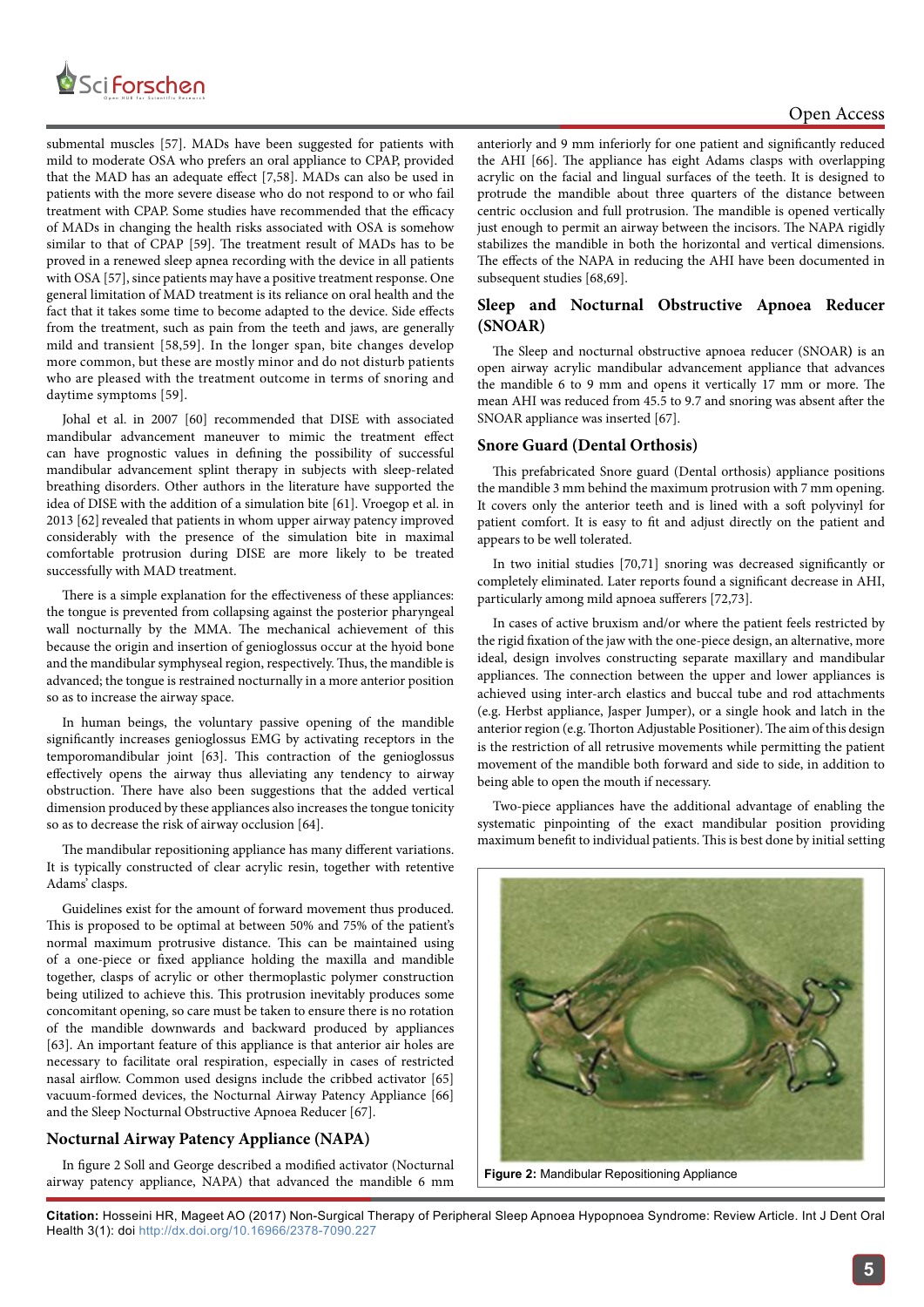submental muscles [57]. MADs have been suggested for patients with mild to moderate OSA who prefers an oral appliance to CPAP, provided that the MAD has an adequate effect [7,58]. MADs can also be used in patients with the more severe disease who do not respond to or who fail treatment with CPAP. Some studies have recommended that the efficacy of MADs in changing the health risks associated with OSA is somehow similar to that of CPAP [59]. The treatment result of MADs has to be proved in a renewed sleep apnea recording with the device in all patients with OSA [57], since patients may have a positive treatment response. One general limitation of MAD treatment is its reliance on oral health and the fact that it takes some time to become adapted to the device. Side effects from the treatment, such as pain from the teeth and jaws, are generally mild and transient [58,59]. In the longer span, bite changes develop more common, but these are mostly minor and do not disturb patients who are pleased with the treatment outcome in terms of snoring and daytime symptoms [59].

Johal et al. in 2007 [60] recommended that DISE with associated mandibular advancement maneuver to mimic the treatment effect can have prognostic values in defining the possibility of successful mandibular advancement splint therapy in subjects with sleep-related breathing disorders. Other authors in the literature have supported the idea of DISE with the addition of a simulation bite [61]. Vroegop et al. in 2013 [62] revealed that patients in whom upper airway patency improved considerably with the presence of the simulation bite in maximal comfortable protrusion during DISE are more likely to be treated successfully with MAD treatment.

There is a simple explanation for the effectiveness of these appliances: the tongue is prevented from collapsing against the posterior pharyngeal wall nocturnally by the MMA. The mechanical achievement of this because the origin and insertion of genioglossus occur at the hyoid bone and the mandibular symphyseal region, respectively. Thus, the mandible is advanced; the tongue is restrained nocturnally in a more anterior position so as to increase the airway space.

In human beings, the voluntary passive opening of the mandible significantly increases genioglossus EMG by activating receptors in the temporomandibular joint [63]. This contraction of the genioglossus effectively opens the airway thus alleviating any tendency to airway obstruction. There have also been suggestions that the added vertical dimension produced by these appliances also increases the tongue tonicity so as to decrease the risk of airway occlusion [64].

The mandibular repositioning appliance has many different variations. It is typically constructed of clear acrylic resin, together with retentive Adams' clasps.

Guidelines exist for the amount of forward movement thus produced. This is proposed to be optimal at between 50% and 75% of the patient's normal maximum protrusive distance. This can be maintained using of a one-piece or fixed appliance holding the maxilla and mandible together, clasps of acrylic or other thermoplastic polymer construction being utilized to achieve this. This protrusion inevitably produces some concomitant opening, so care must be taken to ensure there is no rotation of the mandible downwards and backward produced by appliances [63]. An important feature of this appliance is that anterior air holes are necessary to facilitate oral respiration, especially in cases of restricted nasal airflow. Common used designs include the cribbed activator [65] vacuum-formed devices, the Nocturnal Airway Patency Appliance [66] and the Sleep Nocturnal Obstructive Apnoea Reducer [67].

## Nocturnal Airway Patency Appliance (NAPA)

In figure 2 Soll and George described a modified activator (Nocturnal airway patency appliance, NAPA) that advanced the mandible 6 mm anteriorly and 9 mm inferiorly for one patient and significantly reduced the AHI [66]. The appliance has eight Adams clasps with overlapping acrylic on the facial and lingual surfaces of the teeth. It is designed to protrude the mandible about three quarters of the distance between centric occlusion and full protrusion. The mandible is opened vertically just enough to permit an airway between the incisors. The NAPA rigidly stabilizes the mandible in both the horizontal and vertical dimensions. The effects of the NAPA in reducing the AHI have been documented in subsequent studies [68,69].

Figure 2: Mandibular Repositioning Appliance

## Sleep and Nocturnal Obstructive Apnoea Reducer (SNOAR)

The Sleep and nocturnal obstructive apnoea reducer (SNOAR) is an open airway acrylic mandibular advancement appliance that advances the mandible 6 to 9 mm and opens it vertically 17 mm or more. The mean AHI was reduced from 45.5 to 9.7 and snoring was absent after the SNOAR appliance was inserted [67].

## Snore Guard (Dental Orthosis)

This prefabricated Snore guard (Dental orthosis) appliance positions the mandible 3 mm behind the maximum protrusion with 7 mm opening. It covers only the anterior teeth and is lined with a soft polyvinyl for patient comfort. It is easy to fit and adjust directly on the patient and appears to be well tolerated.

In two initial studies [70,71] snoring was decreased significantly or completely eliminated. Later reports found a significant decrease in AHI, particularly among mild apnoea sufferers [72,73].

In cases of active bruxism and/or where the patient feels restricted by the rigid fixation of the jaw with the one-piece design, an alternative, more ideal, design involves constructing separate maxillary and mandibular appliances. The connection between the upper and lower appliances is achieved using inter-arch elastics and buccal tube and rod attachments (e.g. Herbst appliance, Jasper Jumper), or a single hook and latch in the anterior region (e.g. Thorton Adjustable Positioner). The aim of this design is the restriction of all retrusive movements while permitting the patient movement of the mandible both forward and side to side, in addition to being able to open the mouth if necessary.

Two-piece appliances have the additional advantage of enabling the systematic pinpointing of the exact mandibular position providing maximum benefit to individual patients. This is best done by initial setting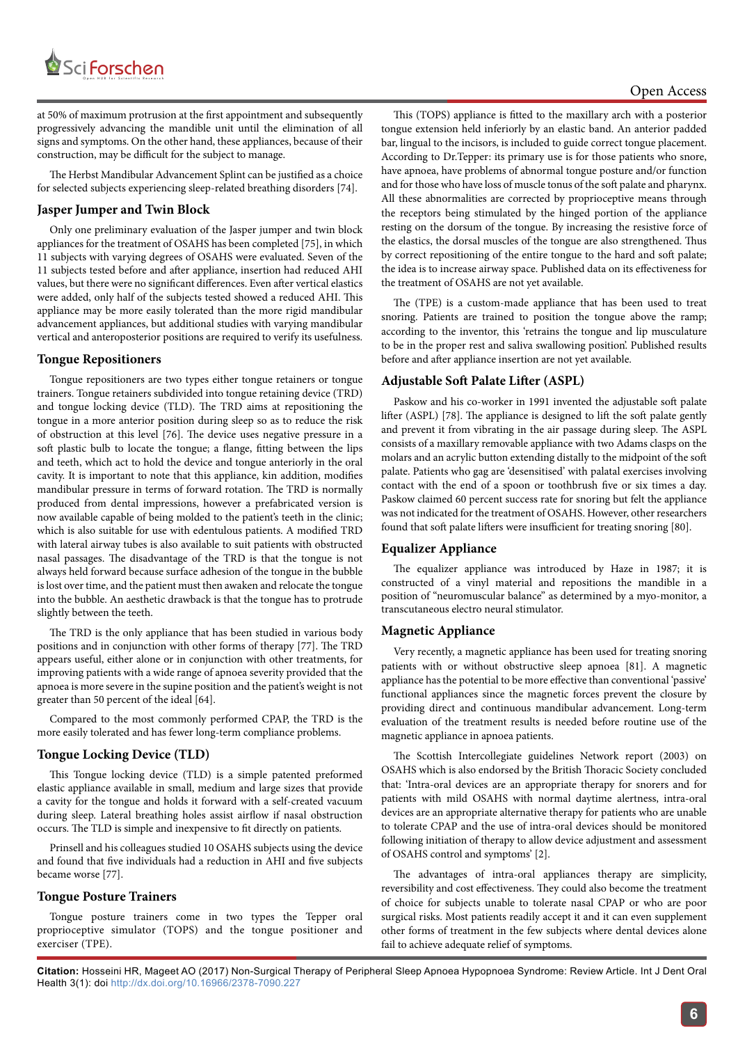at 50% of maximum protrusion at the first appointment and subsequently progressively advancing the mandible unit until the elimination of all signs and symptoms. On the other hand, these appliances, because of their construction, may be difficult for the subject to manage.

The Herbst Mandibular Advancement Splint can be justified as a choice for selected subjects experiencing sleep-related breathing disorders [74].

## Jasper Jumper and Twin Block

Only one preliminary evaluation of the Jasper jumper and twin block appliances for the treatment of OSAHS has been completed [75], in which 11 subjects with varying degrees of OSAHS were evaluated. Seven of the 11 subjects tested before and after appliance, insertion had reduced AHI values, but there were no significant differences. Even after vertical elastics were added, only half of the subjects tested showed a reduced AHI. This appliance may be more easily tolerated than the more rigid mandibular advancement appliances, but additional studies with varying mandibular vertical and anteroposterior positions are required to verify its usefulness.

## Tongue Repositioners

Tongue repositioners are two types either tongue retainers or tongue trainers. Tongue retainers subdivided into tongue retaining device (TRD) and tongue locking device (TLD). The TRD aims at repositioning the tongue in a more anterior position during sleep so as to reduce the risk of obstruction at this level [76]. The device uses negative pressure in a soft plastic bulb to locate the tongue; a flange, fitting between the lips and teeth, which act to hold the device and tongue anteriorly in the oral cavity. It is important to note that this appliance, kin addition, modifies mandibular pressure in terms of forward rotation. The TRD is normally produced from dental impressions, however a prefabricated version is now available capable of being molded to the patient's teeth in the clinic; which is also suitable for use with edentulous patients. A modified TRD with lateral airway tubes is also available to suit patients with obstructed nasal passages. The disadvantage of the TRD is that the tongue is not always held forward because surface adhesion of the tongue in the bubble is lost over time, and the patient must then awaken and relocate the tongue into the bubble. An aesthetic drawback is that the tongue has to protrude slightly between the teeth.

The TRD is the only appliance that has been studied in various body positions and in conjunction with other forms of therapy [77]. The TRD appears useful, either alone or in conjunction with other treatments, for improving patients with a wide range of apnoea severity provided that the apnoea is more severe in the supine position and the patient's weight is not greater than 50 percent of the ideal [64].

Compared to the most commonly performed CPAP, the TRD is the more easily tolerated and has fewer long-term compliance problems.

## Tongue Locking Device (TLD)

This Tongue locking device (TLD) is a simple patented preformed elastic appliance available in small, medium and large sizes that provide a cavity for the tongue and holds it forward with a self-created vacuum during sleep. Lateral breathing holes assist airflow if nasal obstruction occurs. The TLD is simple and inexpensive to fit directly on patients.

Prinsell and his colleagues studied 10 OSAHS subjects using the device and found that five individuals had a reduction in AHI and five subjects became worse [77].

## Tongue Posture Trainers

Tongue posture trainers come in two types the Tepper oral proprioceptive simulator (TOPS) and the tongue positioner and exerciser (TPE).

This (TOPS) appliance is fitted to the maxillary arch with a posterior tongue extension held inferiorly by an elastic band. An anterior padded bar, lingual to the incisors, is included to guide correct tongue placement. According to Dr.Tepper: its primary use is for those patients who snore, have apnoea, have problems of abnormal tongue posture and/or function and for those who have loss of muscle tonus of the soft palate and pharynx. All these abnormalities are corrected by proprioceptive means through the receptors being stimulated by the hinged portion of the appliance resting on the dorsum of the tongue. By increasing the resistive force of the elastics, the dorsal muscles of the tongue are also strengthened. Thus by correct repositioning of the entire tongue to the hard and soft palate; the idea is to increase airway space. Published data on its effectiveness for the treatment of OSAHS are not yet available.

The (TPE) is a custom-made appliance that has been used to treat snoring. Patients are trained to position the tongue above the ramp; according to the inventor, this 'retrains the tongue and lip musculature to be in the proper rest and saliva swallowing position'. Published results before and after appliance insertion are not yet available.

## Adjustable Soft Palate Lifter (ASPL)

Paskow and his co-worker in 1991 invented the adjustable soft palate lifter (ASPL) [78]. The appliance is designed to lift the soft palate gently and prevent it from vibrating in the air passage during sleep. The ASPL consists of a maxillary removable appliance with two Adams clasps on the molars and an acrylic button extending distally to the midpoint of the soft palate. Patients who gag are 'desensitised' with palatal exercises involving contact with the end of a spoon or toothbrush five or six times a day. Paskow claimed 60 percent success rate for snoring but felt the appliance was not indicated for the treatment of OSAHS. However, other researchers found that soft palate lifters were insufficient for treating snoring [80].

## Equalizer Appliance

The equalizer appliance was introduced by Haze in 1987; it is constructed of a vinyl material and repositions the mandible in a position of "neuromuscular balance" as determined by a myo-monitor, a transcutaneous electro neural stimulator.

## Magnetic Appliance

Very recently, a magnetic appliance has been used for treating snoring patients with or without obstructive sleep apnoea [81]. A magnetic appliance has the potential to be more effective than conventional 'passive' functional appliances since the magnetic forces prevent the closure by providing direct and continuous mandibular advancement. Long-term evaluation of the treatment results is needed before routine use of the magnetic appliance in apnoea patients.

The Scottish Intercollegiate guidelines Network report (2003) on OSAHS which is also endorsed by the British Thoracic Society concluded that: 'Intra-oral devices are an appropriate therapy for snorers and for patients with mild OSAHS with normal daytime alertness, intra-oral devices are an appropriate alternative therapy for patients who are unable to tolerate CPAP and the use of intra-oral devices should be monitored following initiation of therapy to allow device adjustment and assessment of OSAHS control and symptoms' [2].

The advantages of intra-oral appliances therapy are simplicity, reversibility and cost effectiveness. They could also become the treatment of choice for subjects unable to tolerate nasal CPAP or who are poor surgical risks. Most patients readily accept it and it can even supplement other forms of treatment in the few subjects where dental devices alone fail to achieve adequate relief of symptoms.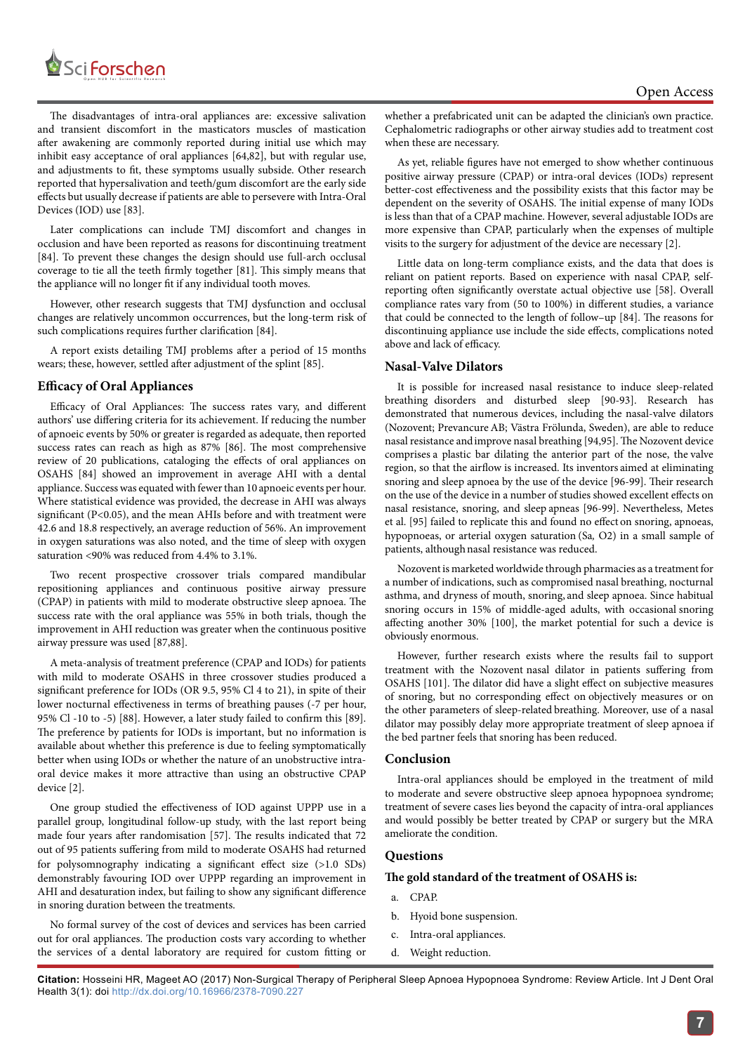The disadvantages of intra-oral appliances are: excessive salivation and transient discomfort in the masticators muscles of mastication after awakening are commonly reported during initial use which may inhibit easy acceptance of oral appliances [64,82], but with regular use, and adjustments to fit, these symptoms usually subside. Other research reported that hypersalivation and teeth/gum discomfort are the early side effects but usually decrease if patients are able to persevere with Intra-Oral Devices (IOD) use [83].

Later complications can include TMJ discomfort and changes in occlusion and have been reported as reasons for discontinuing treatment [84]. To prevent these changes the design should use full-arch occlusal coverage to tie all the teeth firmly together [81]. This simply means that the appliance will no longer fit if any individual tooth moves.

However, other research suggests that TMJ dysfunction and occlusal changes are relatively uncommon occurrences, but the long-term risk of such complications requires further clarification [84].

A report exists detailing TMJ problems after a period of 15 months wears; these, however, settled after adjustment of the splint [85].

## Efficacy of Oral Appliances

Efficacy of Oral Appliances: The success rates vary, and different authors' use differing criteria for its achievement. If reducing the number of apnoeic events by 50% or greater is regarded as adequate, then reported success rates can reach as high as 87% [86]. The most comprehensive review of 20 publications, cataloging the effects of oral appliances on OSAHS [84] showed an improvement in average AHI with a dental appliance. Success was equated with fewer than 10 apnoeic events per hour. Where statistical evidence was provided, the decrease in AHI was always significant ($P<0.05$), and the mean AHIs before and with treatment were 42.6 and 18.8 respectively, an average reduction of 56%. An improvement in oxygen saturations was also noted, and the time of sleep with oxygen saturation <90% was reduced from 4.4% to 3.1%.

Two recent prospective crossover trials compared mandibular repositioning appliances and continuous positive airway pressure (CPAP) in patients with mild to moderate obstructive sleep apnoea. The success rate with the oral appliance was 55% in both trials, though the improvement in AHI reduction was greater when the continuous positive airway pressure was used [87,88].

A meta-analysis of treatment preference (CPAP and IODs) for patients with mild to moderate OSAHS in three crossover studies produced a significant preference for IODs (OR 9.5, 95% Cl 4 to 21), in spite of their lower nocturnal effectiveness in terms of breathing pauses (-7 per hour, 95% Cl -10 to -5) [88]. However, a later study failed to confirm this [89]. The preference by patients for IODs is important, but no information is available about whether this preference is due to feeling symptomatically better when using IODs or whether the nature of an unobstructive intra-oral device makes it more attractive than using an obstructive CPAP device [2].

One group studied the effectiveness of IOD against UPPP use in a parallel group, longitudinal follow-up study, with the last report being made four years after randomisation [57]. The results indicated that 72 out of 95 patients suffering from mild to moderate OSAHS had returned for polysomnography indicating a significant effect size (>1.0 SDs) demonstrably favouring IOD over UPPP regarding an improvement in AHI and desaturation index, but failing to show any significant difference in snoring duration between the treatments.

No formal survey of the cost of devices and services has been carried out for oral appliances. The production costs vary according to whether the services of a dental laboratory are required for custom fitting or whether a prefabricated unit can be adapted the clinician's own practice. Cephalometric radiographs or other airway studies add to treatment cost when these are necessary.

As yet, reliable figures have not emerged to show whether continuous positive airway pressure (CPAP) or intra-oral devices (IODs) represent better-cost effectiveness and the possibility exists that this factor may be dependent on the severity of OSAHS. The initial expense of many IODs is less than that of a CPAP machine. However, several adjustable IODs are more expensive than CPAP, particularly when the expenses of multiple visits to the surgery for adjustment of the device are necessary [2].

Little data on long-term compliance exists, and the data that does is reliant on patient reports. Based on experience with nasal CPAP, self-reporting often significantly overstate actual objective use [58]. Overall compliance rates vary from (50 to 100%) in different studies, a variance that could be connected to the length of follow–up [84]. The reasons for discontinuing appliance use include the side effects, complications noted above and lack of efficacy.

## Nasal-Valve Dilators

It is possible for increased nasal resistance to induce sleep-related breathing disorders and disturbed sleep [90-93]. Research has demonstrated that numerous devices, including the nasal-valve dilators (Nozovent; Prevancure AB; Västra Frölunda, Sweden), are able to reduce nasal resistance and improve nasal breathing [94,95]. The Nozovent device comprises a plastic bar dilating the anterior part of the nose, the valve region, so that the airflow is increased. Its inventors aimed at eliminating snoring and sleep apnoea by the use of the device [96-99]. Their research on the use of the device in a number of studies showed excellent effects on nasal resistance, snoring, and sleep apneas [96-99]. Nevertheless, Metes et al. [95] failed to replicate this and found no effect on snoring, apnoeas, hypopnoeas, or arterial oxygen saturation (Sa, O2) in a small sample of patients, although nasal resistance was reduced.

Nozovent is marketed worldwide through pharmacies as a treatment for a number of indications, such as compromised nasal breathing, nocturnal asthma, and dryness of mouth, snoring, and sleep apnoea. Since habitual snoring occurs in 15% of middle-aged adults, with occasional snoring affecting another 30% [100], the market potential for such a device is obviously enormous.

However, further research exists where the results fail to support treatment with the Nozovent nasal dilator in patients suffering from OSAHS [101]. The dilator did have a slight effect on subjective measures of snoring, but no corresponding effect on objectively measures or on the other parameters of sleep-related breathing. Moreover, use of a nasal dilator may possibly delay more appropriate treatment of sleep apnoea if the bed partner feels that snoring has been reduced.

## Conclusion

Intra-oral appliances should be employed in the treatment of mild to moderate and severe obstructive sleep apnoea hypopnoea syndrome; treatment of severe cases lies beyond the capacity of intra-oral appliances and would possibly be better treated by CPAP or surgery but the MRA ameliorate the condition.

## Questions

**The gold standard of the treatment of OSAHS is:**

a. CPAP.

b. Hyoid bone suspension.

c. Intra-oral appliances.

d. Weight reduction.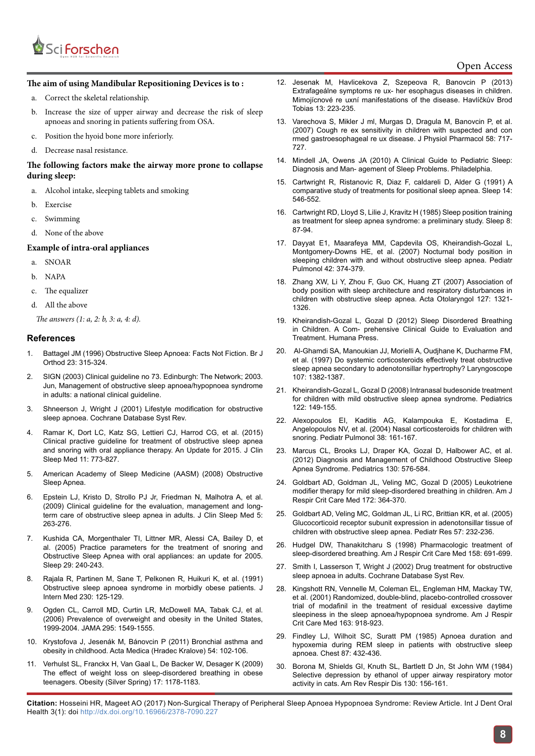**The aim of using Mandibular Repositioning Devices is to :**

a. Correct the skeletal relationship.

b. Increase the size of upper airway and decrease the risk of sleep apnoeas and snoring in patients suffering from OSA.

c. Position the hyoid bone more inferiorly.

d. Decrease nasal resistance.

**The following factors make the airway more prone to collapse during sleep:**

a. Alcohol intake, sleeping tablets and smoking

b. Exercise

c. Swimming

d. None of the above

**Example of intra-oral appliances**

a. SNOAR

b. NAPA

c. The equalizer

d. All the above

*The answers (1: a, 2: b, 3: a, 4: d).*

## References

1. Battagel JM (1996) Obstructive Sleep Apnoea: Facts Not Fiction. Br J Orthod 23: 315-324.
2. SIGN (2003) Clinical guideline no 73. Edinburgh: The Network; 2003. Jun, Management of obstructive sleep apnoea/hypopnoea syndrome in adults: a national clinical guideline.
3. Shneerson J, Wright J (2001) Lifestyle modification for obstructive sleep apnoea. Cochrane Database Syst Rev.
4. Ramar K, Dort LC, Katz SG, Lettieri CJ, Harrod CG, et al. (2015) Clinical practice guideline for treatment of obstructive sleep apnea and snoring with oral appliance therapy. An Update for 2015. J Clin Sleep Med 11: 773-827.
5. American Academy of Sleep Medicine (AASM) (2008) Obstructive Sleep Apnea.
6. Epstein LJ, Kristo D, Strollo PJ Jr, Friedman N, Malhotra A, et al. (2009) Clinical guideline for the evaluation, management and long-term care of obstructive sleep apnea in adults. J Clin Sleep Med 5: 263-276.
7. Kushida CA, Morgenthaler TI, Littner MR, Alessi CA, Bailey D, et al. (2005) Practice parameters for the treatment of snoring and Obstructive Sleep Apnea with oral appliances: an update for 2005. Sleep 29: 240-243.
8. Rajala R, Partinen M, Sane T, Pelkonen R, Huikuri K, et al. (1991) Obstructive sleep apnoea syndrome in morbidly obese patients. J Intern Med 230: 125-129.
9. Ogden CL, Carroll MD, Curtin LR, McDowell MA, Tabak CJ, et al. (2006) Prevalence of overweight and obesity in the United States, 1999-2004. JAMA 295: 1549-1555.
10. Krystofova J, Jesenák M, Bánovcin P (2011) Bronchial asthma and obesity in childhood. Acta Medica (Hradec Kralove) 54: 102-106.
11. Verhulst SL, Franckx H, Van Gaal L, De Backer W, Desager K (2009) The effect of weight loss on sleep-disordered breathing in obese teenagers. Obesity (Silver Spring) 17: 1178-1183.
12. Jesenak M, Havlicekova Z, Szepeova R, Banovcin P (2013) Extrafageálne symptoms re ux- her esophagus diseases in children. Mimojícnové re uxní manifestations of the disease. Havlíčkův Brod Tobias 13: 223-235.
13. Varechova S, Mikler J ml, Murgas D, Dragula M, Banovcin P, et al. (2007) Cough re ex sensitivity in children with suspected and con rmed gastroesophageal re ux disease. J Physiol Pharmacol 58: 717-727.
14. Mindell JA, Owens JA (2010) A Clinical Guide to Pediatric Sleep: Diagnosis and Man- agement of Sleep Problems. Philadelphia.
15. Cartwright R, Ristanovic R, Diaz F, caldareli D, Alder G (1991) A comparative study of treatments for positional sleep apnea. Sleep 14: 546-552.
16. Cartwright RD, Lloyd S, Lilie J, Kravitz H (1985) Sleep position training as treatment for sleep apnea syndrome: a preliminary study. Sleep 8: 87-94.
17. Dayyat E1, Maarafeya MM, Capdevila OS, Kheirandish-Gozal L, Montgomery-Downs HE, et al. (2007) Nocturnal body position in sleeping children with and without obstructive sleep apnea. Pediatr Pulmonol 42: 374-379.
18. Zhang XW, Li Y, Zhou F, Guo CK, Huang ZT (2007) Association of body position with sleep architecture and respiratory disturbances in children with obstructive sleep apnea. Acta Otolaryngol 127: 1321-1326.
19. Kheirandish-Gozal L, Gozal D (2012) Sleep Disordered Breathing in Children. A Com- prehensive Clinical Guide to Evaluation and Treatment. Humana Press.
20. Al-Ghamdi SA, Manoukian JJ, Morielli A, Oudjhane K, Ducharme FM, et al. (1997) Do systemic corticosteroids effectively treat obstructive sleep apnea secondary to adenotonsillar hypertrophy? Laryngoscope 107: 1382-1387.
21. Kheirandish-Gozal L, Gozal D (2008) Intranasal budesonide treatment for children with mild obstructive sleep apnea syndrome. Pediatrics 122: 149-155.
22. Alexopoulos EI, Kaditis AG, Kalampouka E, Kostadima E, Angelopoulos NV, et al. (2004) Nasal corticosteroids for children with snoring. Pediatr Pulmonol 38: 161-167.
23. Marcus CL, Brooks LJ, Draper KA, Gozal D, Halbower AC, et al. (2012) Diagnosis and Management of Childhood Obstructive Sleep Apnea Syndrome. Pediatrics 130: 576-584.
24. Goldbart AD, Goldman JL, Veling MC, Gozal D (2005) Leukotriene modifier therapy for mild sleep-disordered breathing in children. Am J Respir Crit Care Med 172: 364-370.
25. Goldbart AD, Veling MC, Goldman JL, Li RC, Brittian KR, et al. (2005) Glucocorticoid receptor subunit expression in adenotonsillar tissue of children with obstructive sleep apnea. Pediatr Res 57: 232-236.
26. Hudgel DW, Thanakitcharu S (1998) Pharmacologic treatment of sleep-disordered breathing. Am J Respir Crit Care Med 158: 691-699.
27. Smith I, Lasserson T, Wright J (2002) Drug treatment for obstructive sleep apnoea in adults. Cochrane Database Syst Rev.
28. Kingshott RN, Vennelle M, Coleman EL, Engleman HM, Mackay TW, et al. (2001) Randomized, double-blind, placebo-controlled crossover trial of modafinil in the treatment of residual excessive daytime sleepiness in the sleep apnoea/hypopnoea syndrome. Am J Respir Crit Care Med 163: 918-923.
29. Findley LJ, Wilhoit SC, Suratt PM (1985) Apnoea duration and hypoxemia during REM sleep in patients with obstructive sleep apnoea. Chest 87: 432-436.
30. Borona M, Shields GI, Knuth SL, Bartlett D Jn, St John WM (1984) Selective depression by ethanol of upper airway respiratory motor activity in cats. Am Rev Respir Dis 130: 156-161.

**Citation:** Hosseini HR, Mageet AO (2017) Non-Surgical Therapy of Peripheral Sleep Apnoea Hypopnoea Syndrome: Review Article. Int J Dent Oral Health 3(1): doi http://dx.doi.org/10.16966/2378-7090.227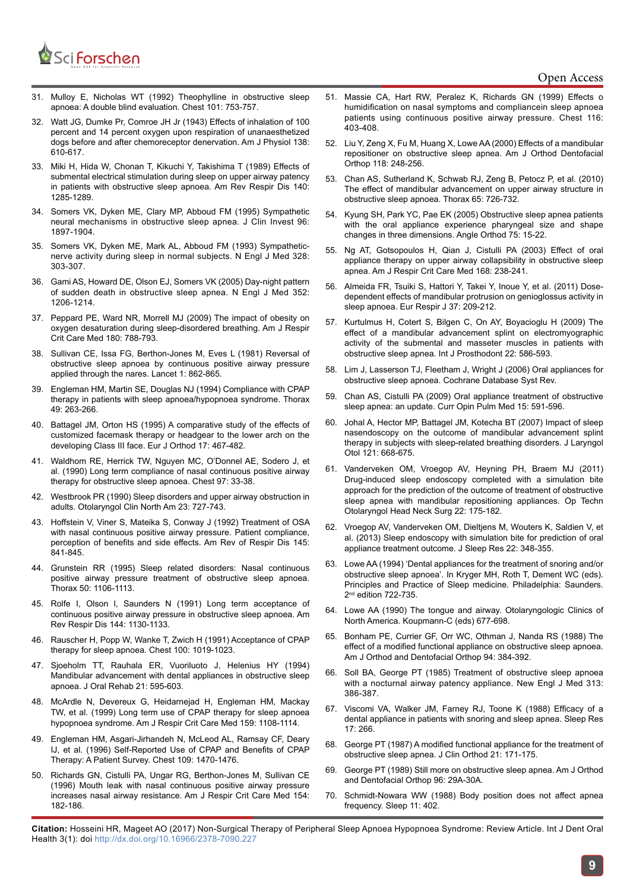31. Mulloy E, Nicholas WT (1992) Theophylline in obstructive sleep apnoea: A double blind evaluation. Chest 101: 753-757.
32. Watt JG, Dumke Pr, Comroe JH Jr (1943) Effects of inhalation of 100 percent and 14 percent oxygen upon respiration of unanaesthetized dogs before and after chemoreceptor denervation. Am J Physiol 138: 610-617.
33. Miki H, Hida W, Chonan T, Kikuchi Y, Takishima T (1989) Effects of submental electrical stimulation during sleep on upper airway patency in patients with obstructive sleep apnoea. Am Rev Respir Dis 140: 1285-1289.
34. Somers VK, Dyken ME, Clary MP, Abboud FM (1995) Sympathetic neural mechanisms in obstructive sleep apnea. J Clin Invest 96: 1897-1904.
35. Somers VK, Dyken ME, Mark AL, Abboud FM (1993) Sympathetic-nerve activity during sleep in normal subjects. N Engl J Med 328: 303-307.
36. Gami AS, Howard DE, Olson EJ, Somers VK (2005) Day-night pattern of sudden death in obstructive sleep apnea. N Engl J Med 352: 1206-1214.
37. Peppard PE, Ward NR, Morrell MJ (2009) The impact of obesity on oxygen desaturation during sleep-disordered breathing. Am J Respir Crit Care Med 180: 788-793.
38. Sullivan CE, Issa FG, Berthon-Jones M, Eves L (1981) Reversal of obstructive sleep apnoea by continuous positive airway pressure applied through the nares. Lancet 1: 862-865.
39. Engleman HM, Martin SE, Douglas NJ (1994) Compliance with CPAP therapy in patients with sleep apnoea/hypopnoea syndrome. Thorax 49: 263-266.
40. Battagel JM, Orton HS (1995) A comparative study of the effects of customized facemask therapy or headgear to the lower arch on the developing Class III face. Eur J Orthod 17: 467-482.
41. Waldhom RE, Herrick TW, Nguyen MC, O'Donnel AE, Sodero J, et al. (1990) Long term compliance of nasal continuous positive airway therapy for obstructive sleep apnoea. Chest 97: 33-38.
42. Westbrook PR (1990) Sleep disorders and upper airway obstruction in adults. Otolaryngol Clin North Am 23: 727-743.
43. Hoffstein V, Viner S, Mateika S, Conway J (1992) Treatment of OSA with nasal continuous positive airway pressure. Patient compliance, perception of benefits and side effects. Am Rev of Respir Dis 145: 841-845.
44. Grunstein RR (1995) Sleep related disorders: Nasal continuous positive airway pressure treatment of obstructive sleep apnoea. Thorax 50: 1106-1113.
45. Rolfe I, Olson I, Saunders N (1991) Long term acceptance of continuous positive airway pressure in obstructive sleep apnoea. Am Rev Respir Dis 144: 1130-1133.
46. Rauscher H, Popp W, Wanke T, Zwich H (1991) Acceptance of CPAP therapy for sleep apnoea. Chest 100: 1019-1023.
47. Sjoeholm TT, Rauhala ER, Vuoriluoto J, Helenius HY (1994) Mandibular advancement with dental appliances in obstructive sleep apnoea. J Oral Rehab 21: 595-603.
48. McArdle N, Devereux G, Heidarnejad H, Engleman HM, Mackay TW, et al. (1999) Long term use of CPAP therapy for sleep apnoea hypopnoea syndrome. Am J Respir Crit Care Med 159: 1108-1114.
49. Engleman HM, Asgari-Jirhandeh N, McLeod AL, Ramsay CF, Deary IJ, et al. (1996) Self-Reported Use of CPAP and Benefits of CPAP Therapy: A Patient Survey. Chest 109: 1470-1476.
50. Richards GN, Cistulli PA, Ungar RG, Berthon-Jones M, Sullivan CE (1996) Mouth leak with nasal continuous positive airway pressure increases nasal airway resistance. Am J Respir Crit Care Med 154: 182-186.
51. Massie CA, Hart RW, Peralez K, Richards GN (1999) Effects o humidification on nasal symptoms and compliancein sleep apnoea patients using continuous positive airway pressure. Chest 116: 403-408.
52. Liu Y, Zeng X, Fu M, Huang X, Lowe AA (2000) Effects of a mandibular repositioner on obstructive sleep apnea. Am J Orthod Dentofacial Orthop 118: 248-256.
53. Chan AS, Sutherland K, Schwab RJ, Zeng B, Petocz P, et al. (2010) The effect of mandibular advancement on upper airway structure in obstructive sleep apnoea. Thorax 65: 726-732.
54. Kyung SH, Park YC, Pae EK (2005) Obstructive sleep apnea patients with the oral appliance experience pharyngeal size and shape changes in three dimensions. Angle Orthod 75: 15-22.
55. Ng AT, Gotsopoulos H, Qian J, Cistulli PA (2003) Effect of oral appliance therapy on upper airway collapsibility in obstructive sleep apnea. Am J Respir Crit Care Med 168: 238-241.
56. Almeida FR, Tsuiki S, Hattori Y, Takei Y, Inoue Y, et al. (2011) Dose-dependent effects of mandibular protrusion on genioglossus activity in sleep apnoea. Eur Respir J 37: 209-212.
57. Kurtulmus H, Cotert S, Bilgen C, On AY, Boyacioglu H (2009) The effect of a mandibular advancement splint on electromyographic activity of the submental and masseter muscles in patients with obstructive sleep apnea. Int J Prosthodont 22: 586-593.
58. Lim J, Lasserson TJ, Fleetham J, Wright J (2006) Oral appliances for obstructive sleep apnoea. Cochrane Database Syst Rev.
59. Chan AS, Cistulli PA (2009) Oral appliance treatment of obstructive sleep apnea: an update. Curr Opin Pulm Med 15: 591-596.
60. Johal A, Hector MP, Battagel JM, Kotecha BT (2007) Impact of sleep nasendoscopy on the outcome of mandibular advancement splint therapy in subjects with sleep-related breathing disorders. J Laryngol Otol 121: 668-675.
61. Vanderveken OM, Vroegop AV, Heyning PH, Braem MJ (2011) Drug-induced sleep endoscopy completed with a simulation bite approach for the prediction of the outcome of treatment of obstructive sleep apnea with mandibular repositioning appliances. Op Techn Otolaryngol Head Neck Surg 22: 175-182.
62. Vroegop AV, Vanderveken OM, Dieltjens M, Wouters K, Saldien V, et al. (2013) Sleep endoscopy with simulation bite for prediction of oral appliance treatment outcome. J Sleep Res 22: 348-355.
63. Lowe AA (1994) 'Dental appliances for the treatment of snoring and/or obstructive sleep apnoea'. In Kryger MH, Roth T, Dement WC (eds). Principles and Practice of Sleep medicine. Philadelphia: Saunders. 2nd edition 722-735.
64. Lowe AA (1990) The tongue and airway. Otolaryngologic Clinics of North America. Koupmann-C (eds) 677-698.
65. Bonham PE, Currier GF, Orr WC, Othman J, Nanda RS (1988) The effect of a modified functional appliance on obstructive sleep apnoea. Am J Orthod and Dentofacial Orthop 94: 384-392.
66. Soll BA, George PT (1985) Treatment of obstructive sleep apnoea with a nocturnal airway patency appliance. New Engl J Med 313: 386-387.
67. Viscomi VA, Walker JM, Farney RJ, Toone K (1988) Efficacy of a dental appliance in patients with snoring and sleep apnea. Sleep Res 17: 266.
68. George PT (1987) A modified functional appliance for the treatment of obstructive sleep apnea. J Clin Orthod 21: 171-175.
69. George PT (1989) Still more on obstructive sleep apnea. Am J Orthod and Dentofacial Orthop 96: 29A-30A.
70. Schmidt-Nowara WW (1988) Body position does not affect apnea frequency. Sleep 11: 402.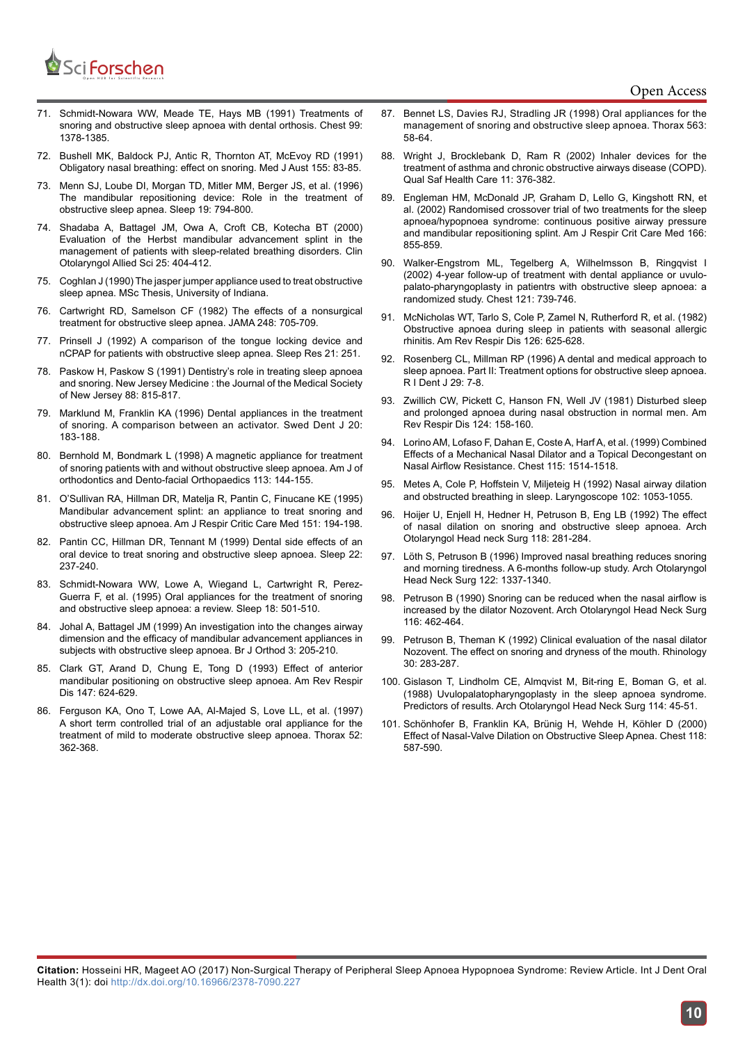71. Schmidt-Nowara WW, Meade TE, Hays MB (1991) Treatments of snoring and obstructive sleep apnoea with dental orthosis. Chest 99: 1378-1385.
72. Bushell MK, Baldock PJ, Antic R, Thornton AT, McEvoy RD (1991) Obligatory nasal breathing: effect on snoring. Med J Aust 155: 83-85.
73. Menn SJ, Loube DI, Morgan TD, Mitler MM, Berger JS, et al. (1996) The mandibular repositioning device: Role in the treatment of obstructive sleep apnea. Sleep 19: 794-800.
74. Shadaba A, Battagel JM, Owa A, Croft CB, Kotecha BT (2000) Evaluation of the Herbst mandibular advancement splint in the management of patients with sleep-related breathing disorders. Clin Otolaryngol Allied Sci 25: 404-412.
75. Coghlan J (1990) The jasper jumper appliance used to treat obstructive sleep apnea. MSc Thesis, University of Indiana.
76. Cartwright RD, Samelson CF (1982) The effects of a nonsurgical treatment for obstructive sleep apnea. JAMA 248: 705-709.
77. Prinsell J (1992) A comparison of the tongue locking device and nCPAP for patients with obstructive sleep apnea. Sleep Res 21: 251.
78. Paskow H, Paskow S (1991) Dentistry's role in treating sleep apnoea and snoring. New Jersey Medicine : the Journal of the Medical Society of New Jersey 88: 815-817.
79. Marklund M, Franklin KA (1996) Dental appliances in the treatment of snoring. A comparison between an activator. Swed Dent J 20: 183-188.
80. Bernhold M, Bondmark L (1998) A magnetic appliance for treatment of snoring patients with and without obstructive sleep apnoea. Am J of orthodontics and Dento-facial Orthopaedics 113: 144-155.
81. O'Sullivan RA, Hillman DR, Matelja R, Pantin C, Finucane KE (1995) Mandibular advancement splint: an appliance to treat snoring and obstructive sleep apnoea. Am J Respir Critic Care Med 151: 194-198.
82. Pantin CC, Hillman DR, Tennant M (1999) Dental side effects of an oral device to treat snoring and obstructive sleep apnoea. Sleep 22: 237-240.
83. Schmidt-Nowara WW, Lowe A, Wiegand L, Cartwright R, Perez-Guerra F, et al. (1995) Oral appliances for the treatment of snoring and obstructive sleep apnoea: a review. Sleep 18: 501-510.
84. Johal A, Battagel JM (1999) An investigation into the changes airway dimension and the efficacy of mandibular advancement appliances in subjects with obstructive sleep apnoea. Br J Orthod 3: 205-210.
85. Clark GT, Arand D, Chung E, Tong D (1993) Effect of anterior mandibular positioning on obstructive sleep apnoea. Am Rev Respir Dis 147: 624-629.
86. Ferguson KA, Ono T, Lowe AA, Al-Majed S, Love LL, et al. (1997) A short term controlled trial of an adjustable oral appliance for the treatment of mild to moderate obstructive sleep apnoea. Thorax 52: 362-368.
87. Bennet LS, Davies RJ, Stradling JR (1998) Oral appliances for the management of snoring and obstructive sleep apnoea. Thorax 563: 58-64.
88. Wright J, Brocklebank D, Ram R (2002) Inhaler devices for the treatment of asthma and chronic obstructive airways disease (COPD). Qual Saf Health Care 11: 376-382.
89. Engleman HM, McDonald JP, Graham D, Lello G, Kingshott RN, et al. (2002) Randomised crossover trial of two treatments for the sleep apnoea/hypopnoea syndrome: continuous positive airway pressure and mandibular repositioning splint. Am J Respir Crit Care Med 166: 855-859.
90. Walker-Engstrom ML, Tegelberg A, Wilhelmsson B, Ringqvist I (2002) 4-year follow-up of treatment with dental appliance or uvulo-palato-pharyngoplasty in patientrs with obstructive sleep apnoea: a randomized study. Chest 121: 739-746.
91. McNicholas WT, Tarlo S, Cole P, Zamel N, Rutherford R, et al. (1982) Obstructive apnoea during sleep in patients with seasonal allergic rhinitis. Am Rev Respir Dis 126: 625-628.
92. Rosenberg CL, Millman RP (1996) A dental and medical approach to sleep apnoea. Part II: Treatment options for obstructive sleep apnoea. R I Dent J 29: 7-8.
93. Zwillich CW, Pickett C, Hanson FN, Well JV (1981) Disturbed sleep and prolonged apnoea during nasal obstruction in normal men. Am Rev Respir Dis 124: 158-160.
94. Lorino AM, Lofaso F, Dahan E, Coste A, Harf A, et al. (1999) Combined Effects of a Mechanical Nasal Dilator and a Topical Decongestant on Nasal Airflow Resistance. Chest 115: 1514-1518.
95. Metes A, Cole P, Hoffstein V, Miljeteig H (1992) Nasal airway dilation and obstructed breathing in sleep. Laryngoscope 102: 1053-1055.
96. Hoijer U, Enjell H, Hedner H, Petruson B, Eng LB (1992) The effect of nasal dilation on snoring and obstructive sleep apnoea. Arch Otolaryngol Head neck Surg 118: 281-284.
97. Löth S, Petruson B (1996) Improved nasal breathing reduces snoring and morning tiredness. A 6-months follow-up study. Arch Otolaryngol Head Neck Surg 122: 1337-1340.
98. Petruson B (1990) Snoring can be reduced when the nasal airflow is increased by the dilator Nozovent. Arch Otolaryngol Head Neck Surg 116: 462-464.
99. Petruson B, Theman K (1992) Clinical evaluation of the nasal dilator Nozovent. The effect on snoring and dryness of the mouth. Rhinology 30: 283-287.
100. Gislason T, Lindholm CE, Almqvist M, Bit-ring E, Boman G, et al. (1988) Uvulopalatopharyngoplasty in the sleep apnoea syndrome. Predictors of results. Arch Otolaryngol Head Neck Surg 114: 45-51.
101. Schönhofer B, Franklin KA, Brünig H, Wehde H, Köhler D (2000) Effect of Nasal-Valve Dilation on Obstructive Sleep Apnea. Chest 118: 587-590.

**Citation:** Hosseini HR, Mageet AO (2017) Non-Surgical Therapy of Peripheral Sleep Apnoea Hypopnoea Syndrome: Review Article. Int J Dent Oral Health 3(1): doi http://dx.doi.org/10.16966/2378-7090.227